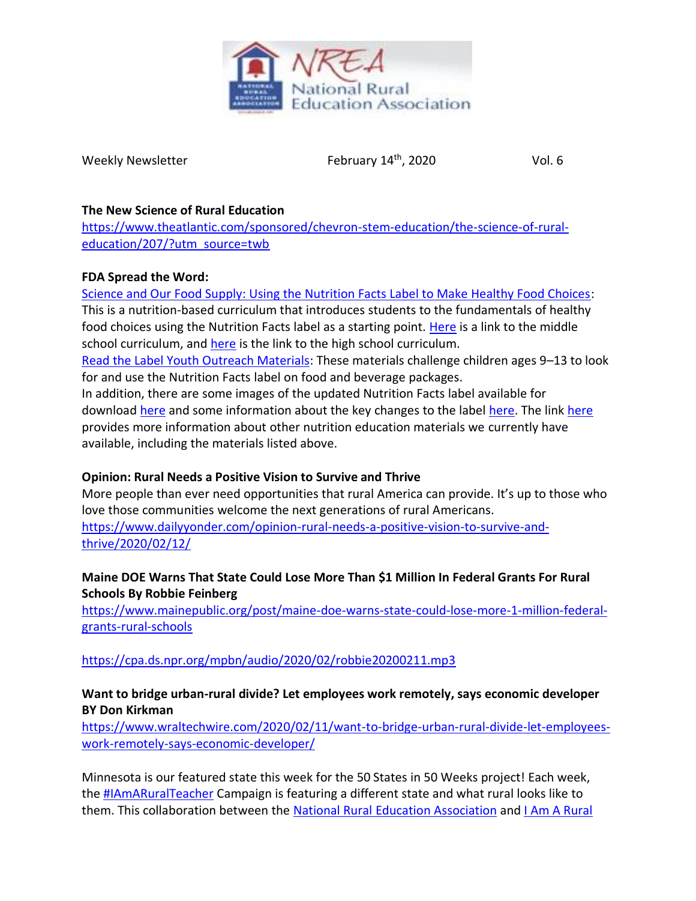NREA
National Rural Education Association

Weekly Newsletter February 14th, 2020 Vol. 6

**The New Science of Rural Education**
https://www.theatlantic.com/sponsored/chevron-stem-education/the-science-of-rural-education/207/?utm_source=twb

**FDA Spread the Word:**
Science and Our Food Supply: Using the Nutrition Facts Label to Make Healthy Food Choices: This is a nutrition-based curriculum that introduces students to the fundamentals of healthy food choices using the Nutrition Facts label as a starting point. Here is a link to the middle school curriculum, and here is the link to the high school curriculum.
Read the Label Youth Outreach Materials: These materials challenge children ages 9–13 to look for and use the Nutrition Facts label on food and beverage packages.
In addition, there are some images of the updated Nutrition Facts label available for download here and some information about the key changes to the label here. The link here provides more information about other nutrition education materials we currently have available, including the materials listed above.

**Opinion: Rural Needs a Positive Vision to Survive and Thrive**
More people than ever need opportunities that rural America can provide. It's up to those who love those communities welcome the next generations of rural Americans.
https://www.dailyyonder.com/opinion-rural-needs-a-positive-vision-to-survive-and-thrive/2020/02/12/

**Maine DOE Warns That State Could Lose More Than $1 Million In Federal Grants For Rural Schools By Robbie Feinberg**
https://www.mainepublic.org/post/maine-doe-warns-state-could-lose-more-1-million-federal-grants-rural-schools

https://cpa.ds.npr.org/mpbn/audio/2020/02/robbie20200211.mp3

**Want to bridge urban-rural divide? Let employees work remotely, says economic developer BY Don Kirkman**
https://www.wraltechwire.com/2020/02/11/want-to-bridge-urban-rural-divide-let-employees-work-remotely-says-economic-developer/

Minnesota is our featured state this week for the 50 States in 50 Weeks project! Each week, the #IAmARuralTeacher Campaign is featuring a different state and what rural looks like to them. This collaboration between the National Rural Education Association and I Am A Rural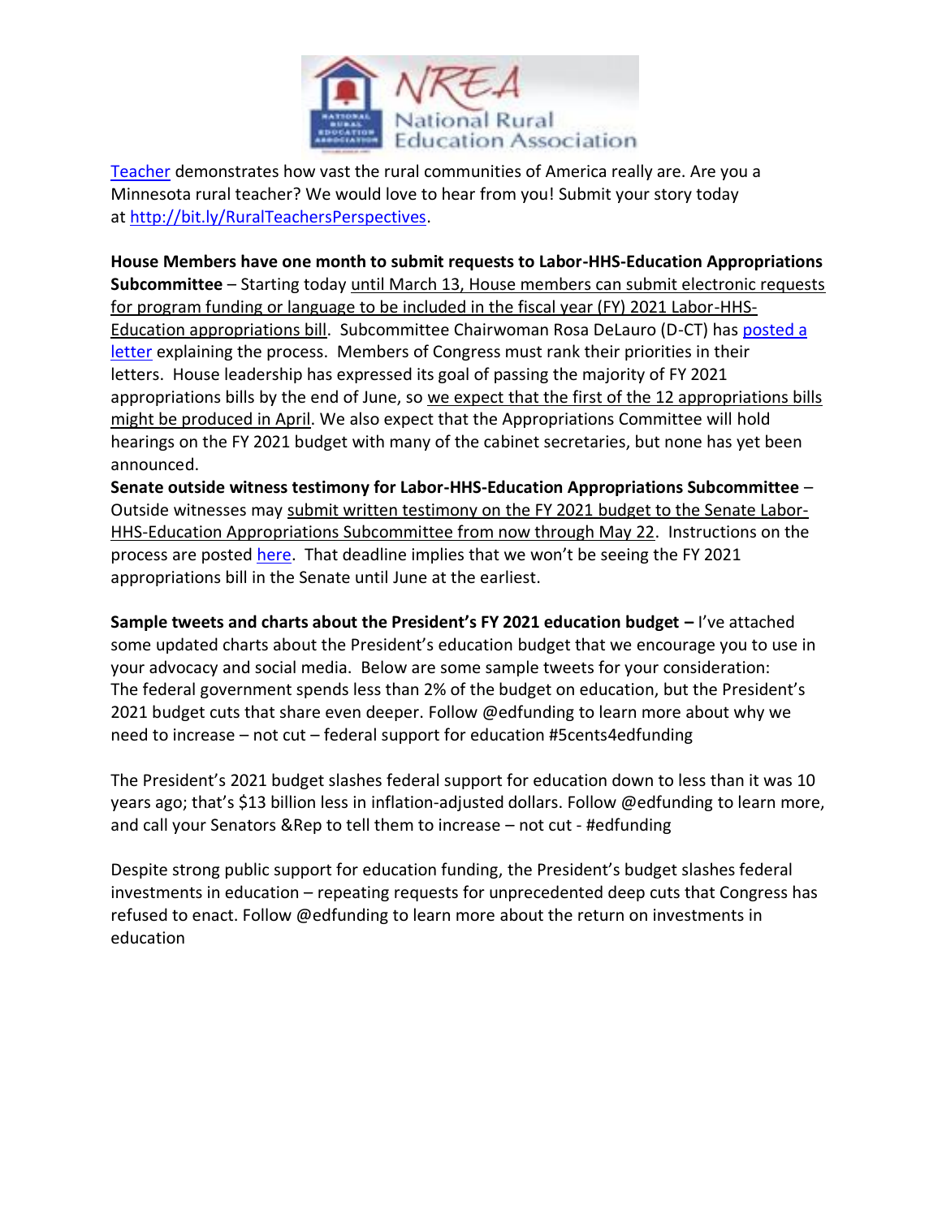Teacher demonstrates how vast the rural communities of America really are. Are you a Minnesota rural teacher? We would love to hear from you! Submit your story today at http://bit.ly/RuralTeachersPerspectives.

**House Members have one month to submit requests to Labor-HHS-Education Appropriations Subcommittee** – Starting today until March 13, House members can submit electronic requests for program funding or language to be included in the fiscal year (FY) 2021 Labor-HHS-Education appropriations bill. Subcommittee Chairwoman Rosa DeLauro (D-CT) has posted a letter explaining the process. Members of Congress must rank their priorities in their letters. House leadership has expressed its goal of passing the majority of FY 2021 appropriations bills by the end of June, so we expect that the first of the 12 appropriations bills might be produced in April. We also expect that the Appropriations Committee will hold hearings on the FY 2021 budget with many of the cabinet secretaries, but none has yet been announced.

**Senate outside witness testimony for Labor-HHS-Education Appropriations Subcommittee** – Outside witnesses may submit written testimony on the FY 2021 budget to the Senate Labor-HHS-Education Appropriations Subcommittee from now through May 22. Instructions on the process are posted here. That deadline implies that we won't be seeing the FY 2021 appropriations bill in the Senate until June at the earliest.

**Sample tweets and charts about the President's FY 2021 education budget –** I've attached some updated charts about the President's education budget that we encourage you to use in your advocacy and social media. Below are some sample tweets for your consideration:

The federal government spends less than 2% of the budget on education, but the President's 2021 budget cuts that share even deeper. Follow @edfunding to learn more about why we need to increase – not cut – federal support for education #5cents4edfunding

The President's 2021 budget slashes federal support for education down to less than it was 10 years ago; that's $13 billion less in inflation-adjusted dollars. Follow @edfunding to learn more, and call your Senators &Rep to tell them to increase – not cut - #edfunding

Despite strong public support for education funding, the President's budget slashes federal investments in education – repeating requests for unprecedented deep cuts that Congress has refused to enact. Follow @edfunding to learn more about the return on investments in education